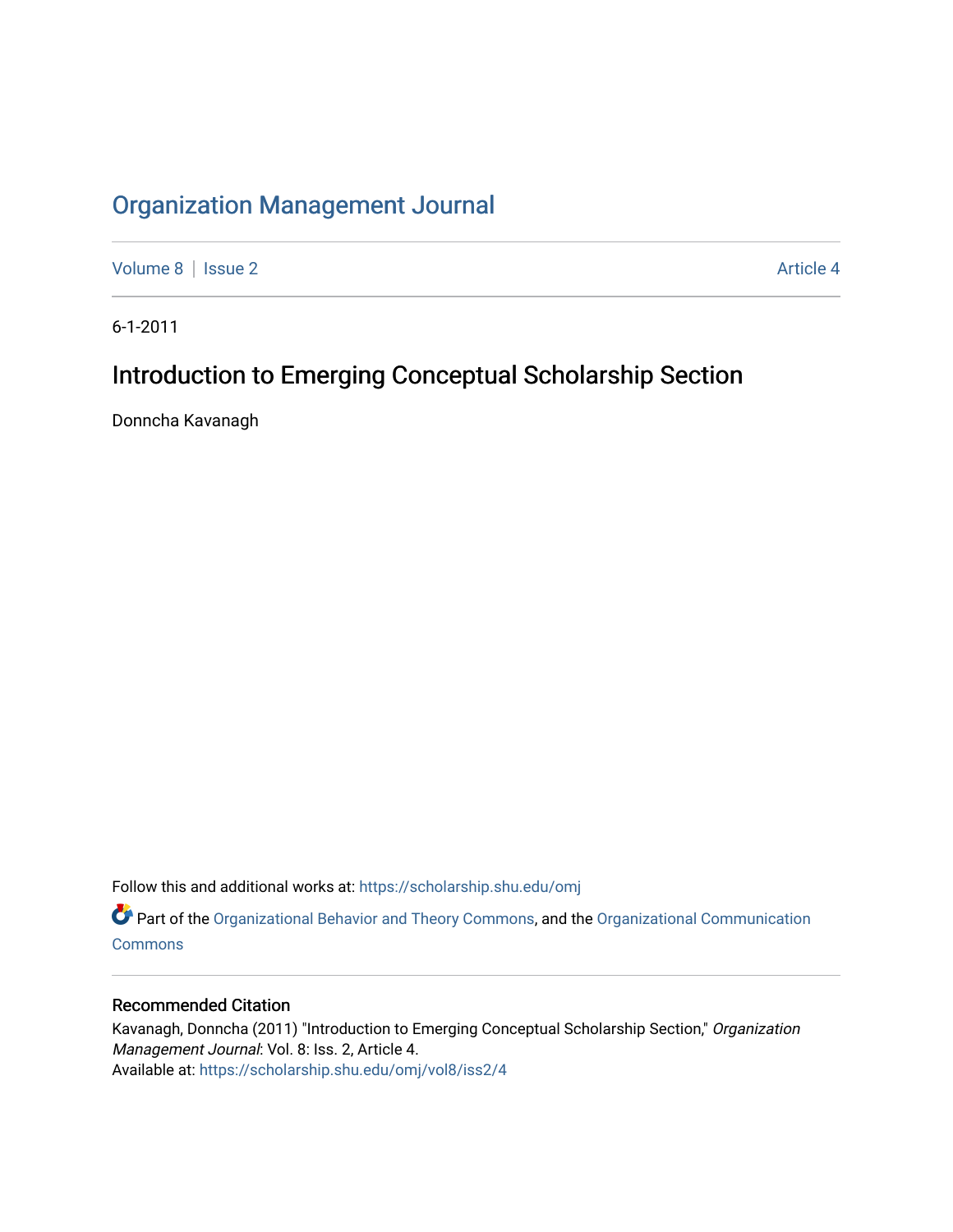# Organization Management Journal

Volume 8 | Issue 2 Article 4

6-1-2011

## Introduction to Emerging Conceptual Scholarship Section

Donncha Kavanagh

Follow this and additional works at: https://scholarship.shu.edu/omj

Part of the Organizational Behavior and Theory Commons, and the Organizational Communication Commons

### Recommended Citation

Kavanagh, Donncha (2011) "Introduction to Emerging Conceptual Scholarship Section," *Organization Management Journal*: Vol. 8: Iss. 2, Article 4.
Available at: https://scholarship.shu.edu/omj/vol8/iss2/4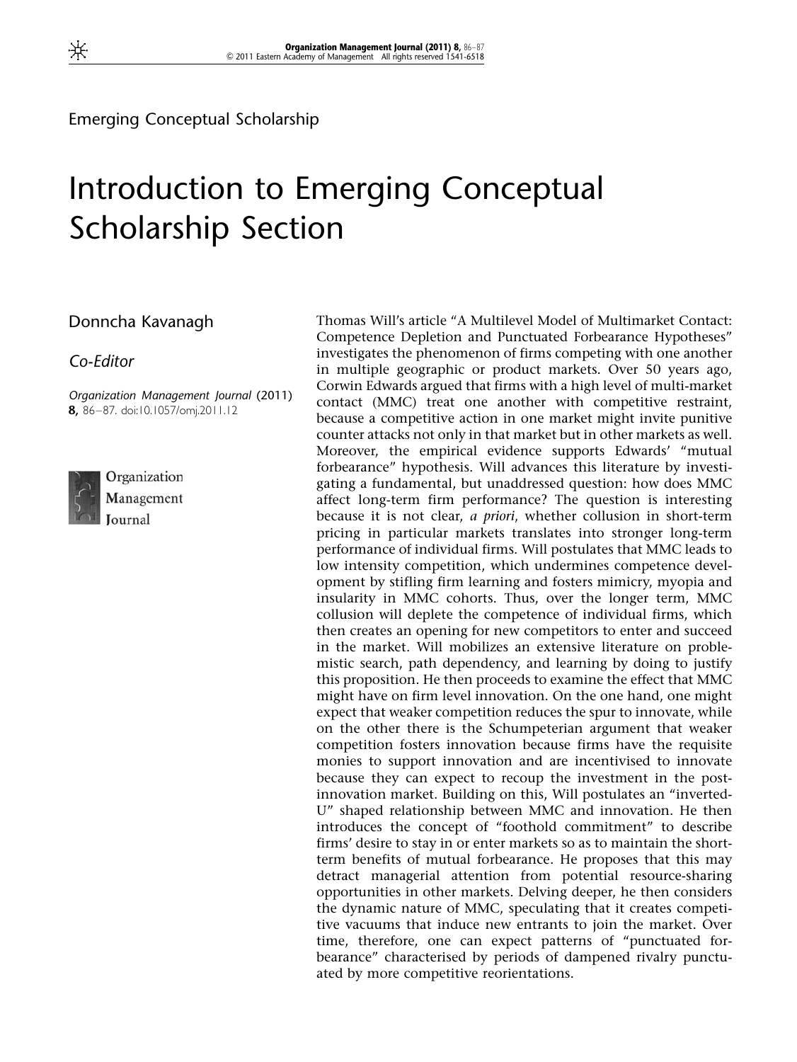Emerging Conceptual Scholarship

# Introduction to Emerging Conceptual Scholarship Section

Donncha Kavanagh

*Co-Editor*

*Organization Management Journal* (2011) **8,** 86–87. doi:10.1057/omj.2011.12

Thomas Will's article "A Multilevel Model of Multimarket Contact: Competence Depletion and Punctuated Forbearance Hypotheses" investigates the phenomenon of firms competing with one another in multiple geographic or product markets. Over 50 years ago, Corwin Edwards argued that firms with a high level of multi-market contact (MMC) treat one another with competitive restraint, because a competitive action in one market might invite punitive counter attacks not only in that market but in other markets as well. Moreover, the empirical evidence supports Edwards' "mutual forbearance" hypothesis. Will advances this literature by investigating a fundamental, but unaddressed question: how does MMC affect long-term firm performance? The question is interesting because it is not clear, *a priori*, whether collusion in short-term pricing in particular markets translates into stronger long-term performance of individual firms. Will postulates that MMC leads to low intensity competition, which undermines competence development by stifling firm learning and fosters mimicry, myopia and insularity in MMC cohorts. Thus, over the longer term, MMC collusion will deplete the competence of individual firms, which then creates an opening for new competitors to enter and succeed in the market. Will mobilizes an extensive literature on problemistic search, path dependency, and learning by doing to justify this proposition. He then proceeds to examine the effect that MMC might have on firm level innovation. On the one hand, one might expect that weaker competition reduces the spur to innovate, while on the other there is the Schumpeterian argument that weaker competition fosters innovation because firms have the requisite monies to support innovation and are incentivised to innovate because they can expect to recoup the investment in the post-innovation market. Building on this, Will postulates an "inverted-U" shaped relationship between MMC and innovation. He then introduces the concept of "foothold commitment" to describe firms' desire to stay in or enter markets so as to maintain the short-term benefits of mutual forbearance. He proposes that this may detract managerial attention from potential resource-sharing opportunities in other markets. Delving deeper, he then considers the dynamic nature of MMC, speculating that it creates competitive vacuums that induce new entrants to join the market. Over time, therefore, one can expect patterns of "punctuated forbearance" characterised by periods of dampened rivalry punctuated by more competitive reorientations.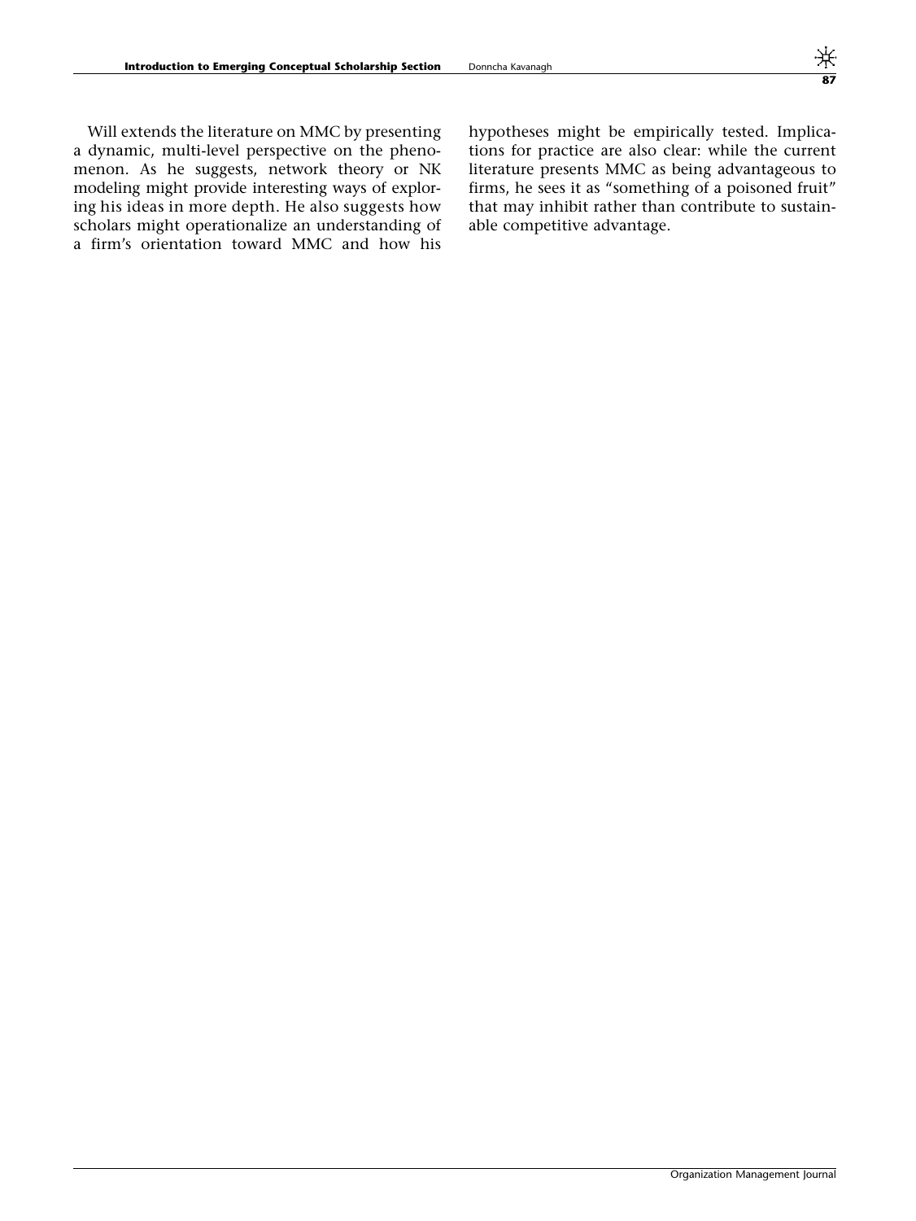Will extends the literature on MMC by presenting a dynamic, multi-level perspective on the phenomenon. As he suggests, network theory or NK modeling might provide interesting ways of exploring his ideas in more depth. He also suggests how scholars might operationalize an understanding of a firm's orientation toward MMC and how his hypotheses might be empirically tested. Implications for practice are also clear: while the current literature presents MMC as being advantageous to firms, he sees it as "something of a poisoned fruit" that may inhibit rather than contribute to sustainable competitive advantage.